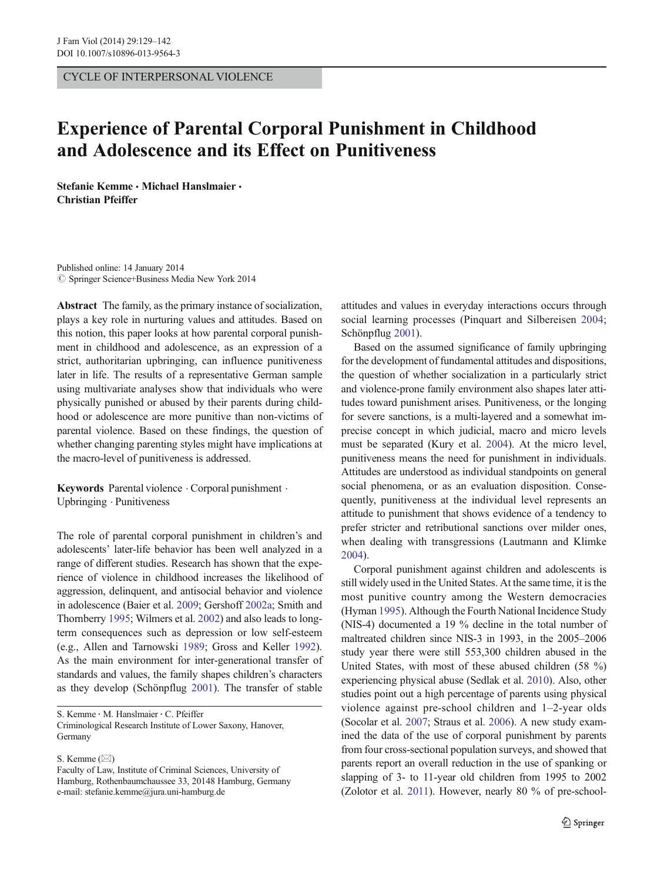CYCLE OF INTERPERSONAL VIOLENCE

# Experience of Parental Corporal Punishment in Childhood and Adolescence and its Effect on Punitiveness

**Stefanie Kemme · Michael Hanslmaier · Christian Pfeiffer**

Published online: 14 January 2014
© Springer Science+Business Media New York 2014

**Abstract** The family, as the primary instance of socialization, plays a key role in nurturing values and attitudes. Based on this notion, this paper looks at how parental corporal punishment in childhood and adolescence, as an expression of a strict, authoritarian upbringing, can influence punitiveness later in life. The results of a representative German sample using multivariate analyses show that individuals who were physically punished or abused by their parents during childhood or adolescence are more punitive than non-victims of parental violence. Based on these findings, the question of whether changing parenting styles might have implications at the macro-level of punitiveness is addressed.

**Keywords** Parental violence · Corporal punishment · Upbringing · Punitiveness

The role of parental corporal punishment in children's and adolescents' later-life behavior has been well analyzed in a range of different studies. Research has shown that the experience of violence in childhood increases the likelihood of aggression, delinquent, and antisocial behavior and violence in adolescence (Baier et al. 2009; Gershoff 2002a; Smith and Thornberry 1995; Wilmers et al. 2002) and also leads to long-term consequences such as depression or low self-esteem (e.g., Allen and Tarnowski 1989; Gross and Keller 1992). As the main environment for inter-generational transfer of standards and values, the family shapes children's characters as they develop (Schönpflug 2001). The transfer of stable attitudes and values in everyday interactions occurs through social learning processes (Pinquart and Silbereisen 2004; Schönpflug 2001).

Based on the assumed significance of family upbringing for the development of fundamental attitudes and dispositions, the question of whether socialization in a particularly strict and violence-prone family environment also shapes later attitudes toward punishment arises. Punitiveness, or the longing for severe sanctions, is a multi-layered and a somewhat imprecise concept in which judicial, macro and micro levels must be separated (Kury et al. 2004). At the micro level, punitiveness means the need for punishment in individuals. Attitudes are understood as individual standpoints on general social phenomena, or as an evaluation disposition. Consequently, punitiveness at the individual level represents an attitude to punishment that shows evidence of a tendency to prefer stricter and retributional sanctions over milder ones, when dealing with transgressions (Lautmann and Klimke 2004).

Corporal punishment against children and adolescents is still widely used in the United States. At the same time, it is the most punitive country among the Western democracies (Hyman 1995). Although the Fourth National Incidence Study (NIS-4) documented a 19 % decline in the total number of maltreated children since NIS-3 in 1993, in the 2005–2006 study year there were still 553,300 children abused in the United States, with most of these abused children (58 %) experiencing physical abuse (Sedlak et al. 2010). Also, other studies point out a high percentage of parents using physical violence against pre-school children and 1–2-year olds (Socolar et al. 2007; Straus et al. 2006). A new study examined the data of the use of corporal punishment by parents from four cross-sectional population surveys, and showed that parents report an overall reduction in the use of spanking or slapping of 3- to 11-year old children from 1995 to 2002 (Zolotor et al. 2011). However, nearly 80 % of pre-school-

---

S. Kemme · M. Hanslmaier · C. Pfeiffer
Criminological Research Institute of Lower Saxony, Hanover, Germany

S. Kemme (✉)
Faculty of Law, Institute of Criminal Sciences, University of Hamburg, Rothenbaumchaussee 33, 20148 Hamburg, Germany
e-mail: stefanie.kemme@jura.uni-hamburg.de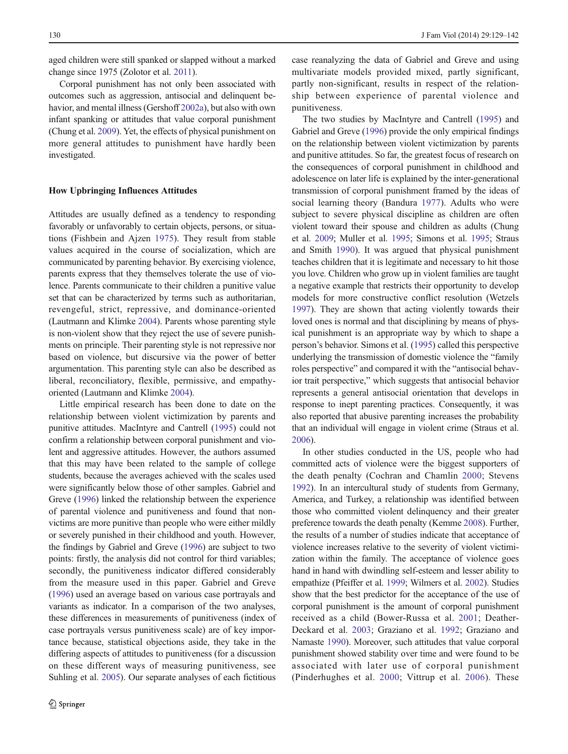aged children were still spanked or slapped without a marked change since 1975 (Zolotor et al. 2011).

Corporal punishment has not only been associated with outcomes such as aggression, antisocial and delinquent behavior, and mental illness (Gershoff 2002a), but also with own infant spanking or attitudes that value corporal punishment (Chung et al. 2009). Yet, the effects of physical punishment on more general attitudes to punishment have hardly been investigated.

### How Upbringing Influences Attitudes

Attitudes are usually defined as a tendency to responding favorably or unfavorably to certain objects, persons, or situations (Fishbein and Ajzen 1975). They result from stable values acquired in the course of socialization, which are communicated by parenting behavior. By exercising violence, parents express that they themselves tolerate the use of violence. Parents communicate to their children a punitive value set that can be characterized by terms such as authoritarian, revengeful, strict, repressive, and dominance-oriented (Lautmann and Klimke 2004). Parents whose parenting style is non-violent show that they reject the use of severe punishments on principle. Their parenting style is not repressive nor based on violence, but discursive via the power of better argumentation. This parenting style can also be described as liberal, reconciliatory, flexible, permissive, and empathy-oriented (Lautmann and Klimke 2004).

Little empirical research has been done to date on the relationship between violent victimization by parents and punitive attitudes. MacIntyre and Cantrell (1995) could not confirm a relationship between corporal punishment and violent and aggressive attitudes. However, the authors assumed that this may have been related to the sample of college students, because the averages achieved with the scales used were significantly below those of other samples. Gabriel and Greve (1996) linked the relationship between the experience of parental violence and punitiveness and found that non-victims are more punitive than people who were either mildly or severely punished in their childhood and youth. However, the findings by Gabriel and Greve (1996) are subject to two points: firstly, the analysis did not control for third variables; secondly, the punitiveness indicator differed considerably from the measure used in this paper. Gabriel and Greve (1996) used an average based on various case portrayals and variants as indicator. In a comparison of the two analyses, these differences in measurements of punitiveness (index of case portrayals versus punitiveness scale) are of key importance because, statistical objections aside, they take in the differing aspects of attitudes to punitiveness (for a discussion on these different ways of measuring punitiveness, see Suhling et al. 2005). Our separate analyses of each fictitious case reanalyzing the data of Gabriel and Greve and using multivariate models provided mixed, partly significant, partly non-significant, results in respect of the relationship between experience of parental violence and punitiveness.

The two studies by MacInytre and Cantrell (1995) and Gabriel and Greve (1996) provide the only empirical findings on the relationship between violent victimization by parents and punitive attitudes. So far, the greatest focus of research on the consequences of corporal punishment in childhood and adolescence on later life is explained by the inter-generational transmission of corporal punishment framed by the ideas of social learning theory (Bandura 1977). Adults who were subject to severe physical discipline as children are often violent toward their spouse and children as adults (Chung et al. 2009; Muller et al. 1995; Simons et al. 1995; Straus and Smith 1990). It was argued that physical punishment teaches children that it is legitimate and necessary to hit those you love. Children who grow up in violent families are taught a negative example that restricts their opportunity to develop models for more constructive conflict resolution (Wetzels 1997). They are shown that acting violently towards their loved ones is normal and that disciplining by means of physical punishment is an appropriate way by which to shape a person's behavior. Simons et al. (1995) called this perspective underlying the transmission of domestic violence the "family roles perspective" and compared it with the "antisocial behavior trait perspective," which suggests that antisocial behavior represents a general antisocial orientation that develops in response to inept parenting practices. Consequently, it was also reported that abusive parenting increases the probability that an individual will engage in violent crime (Straus et al. 2006).

In other studies conducted in the US, people who had committed acts of violence were the biggest supporters of the death penalty (Cochran and Chamlin 2000; Stevens 1992). In an intercultural study of students from Germany, America, and Turkey, a relationship was identified between those who committed violent delinquency and their greater preference towards the death penalty (Kemme 2008). Further, the results of a number of studies indicate that acceptance of violence increases relative to the severity of violent victimization within the family. The acceptance of violence goes hand in hand with dwindling self-esteem and lesser ability to empathize (Pfeiffer et al. 1999; Wilmers et al. 2002). Studies show that the best predictor for the acceptance of the use of corporal punishment is the amount of corporal punishment received as a child (Bower-Russa et al. 2001; Deather-Deckard et al. 2003; Graziano et al. 1992; Graziano and Namaste 1990). Moreover, such attitudes that value corporal punishment showed stability over time and were found to be associated with later use of corporal punishment (Pinderhughes et al. 2000; Vittrup et al. 2006). These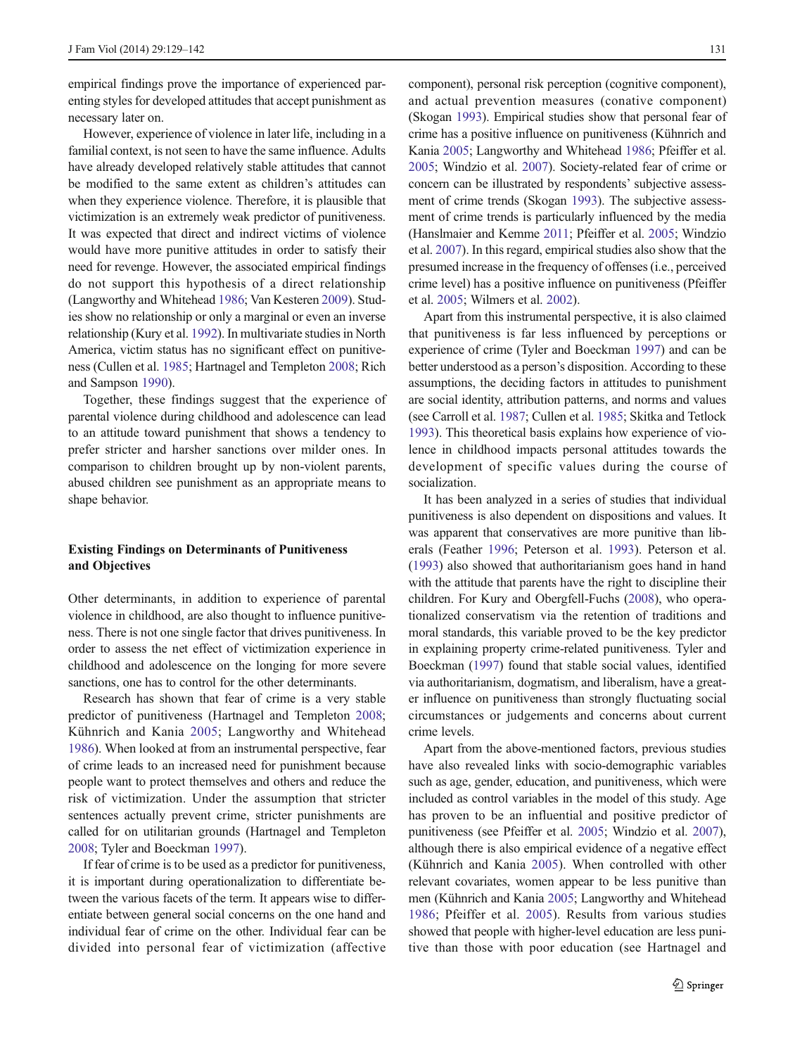empirical findings prove the importance of experienced parenting styles for developed attitudes that accept punishment as necessary later on.

However, experience of violence in later life, including in a familial context, is not seen to have the same influence. Adults have already developed relatively stable attitudes that cannot be modified to the same extent as children's attitudes can when they experience violence. Therefore, it is plausible that victimization is an extremely weak predictor of punitiveness. It was expected that direct and indirect victims of violence would have more punitive attitudes in order to satisfy their need for revenge. However, the associated empirical findings do not support this hypothesis of a direct relationship (Langworthy and Whitehead 1986; Van Kesteren 2009). Studies show no relationship or only a marginal or even an inverse relationship (Kury et al. 1992). In multivariate studies in North America, victim status has no significant effect on punitiveness (Cullen et al. 1985; Hartnagel and Templeton 2008; Rich and Sampson 1990).

Together, these findings suggest that the experience of parental violence during childhood and adolescence can lead to an attitude toward punishment that shows a tendency to prefer stricter and harsher sanctions over milder ones. In comparison to children brought up by non-violent parents, abused children see punishment as an appropriate means to shape behavior.

## Existing Findings on Determinants of Punitiveness and Objectives

Other determinants, in addition to experience of parental violence in childhood, are also thought to influence punitiveness. There is not one single factor that drives punitiveness. In order to assess the net effect of victimization experience in childhood and adolescence on the longing for more severe sanctions, one has to control for the other determinants.

Research has shown that fear of crime is a very stable predictor of punitiveness (Hartnagel and Templeton 2008; Kühnrich and Kania 2005; Langworthy and Whitehead 1986). When looked at from an instrumental perspective, fear of crime leads to an increased need for punishment because people want to protect themselves and others and reduce the risk of victimization. Under the assumption that stricter sentences actually prevent crime, stricter punishments are called for on utilitarian grounds (Hartnagel and Templeton 2008; Tyler and Boeckman 1997).

If fear of crime is to be used as a predictor for punitiveness, it is important during operationalization to differentiate between the various facets of the term. It appears wise to differentiate between general social concerns on the one hand and individual fear of crime on the other. Individual fear can be divided into personal fear of victimization (affective component), personal risk perception (cognitive component), and actual prevention measures (conative component) (Skogan 1993). Empirical studies show that personal fear of crime has a positive influence on punitiveness (Kühnrich and Kania 2005; Langworthy and Whitehead 1986; Pfeiffer et al. 2005; Windzio et al. 2007). Society-related fear of crime or concern can be illustrated by respondents' subjective assessment of crime trends (Skogan 1993). The subjective assessment of crime trends is particularly influenced by the media (Hanslmaier and Kemme 2011; Pfeiffer et al. 2005; Windzio et al. 2007). In this regard, empirical studies also show that the presumed increase in the frequency of offenses (i.e., perceived crime level) has a positive influence on punitiveness (Pfeiffer et al. 2005; Wilmers et al. 2002).

Apart from this instrumental perspective, it is also claimed that punitiveness is far less influenced by perceptions or experience of crime (Tyler and Boeckman 1997) and can be better understood as a person's disposition. According to these assumptions, the deciding factors in attitudes to punishment are social identity, attribution patterns, and norms and values (see Carroll et al. 1987; Cullen et al. 1985; Skitka and Tetlock 1993). This theoretical basis explains how experience of violence in childhood impacts personal attitudes towards the development of specific values during the course of socialization.

It has been analyzed in a series of studies that individual punitiveness is also dependent on dispositions and values. It was apparent that conservatives are more punitive than liberals (Feather 1996; Peterson et al. 1993). Peterson et al. (1993) also showed that authoritarianism goes hand in hand with the attitude that parents have the right to discipline their children. For Kury and Obergfell-Fuchs (2008), who operationalized conservatism via the retention of traditions and moral standards, this variable proved to be the key predictor in explaining property crime-related punitiveness. Tyler and Boeckman (1997) found that stable social values, identified via authoritarianism, dogmatism, and liberalism, have a greater influence on punitiveness than strongly fluctuating social circumstances or judgements and concerns about current crime levels.

Apart from the above-mentioned factors, previous studies have also revealed links with socio-demographic variables such as age, gender, education, and punitiveness, which were included as control variables in the model of this study. Age has proven to be an influential and positive predictor of punitiveness (see Pfeiffer et al. 2005; Windzio et al. 2007), although there is also empirical evidence of a negative effect (Kühnrich and Kania 2005). When controlled with other relevant covariates, women appear to be less punitive than men (Kühnrich and Kania 2005; Langworthy and Whitehead 1986; Pfeiffer et al. 2005). Results from various studies showed that people with higher-level education are less punitive than those with poor education (see Hartnagel and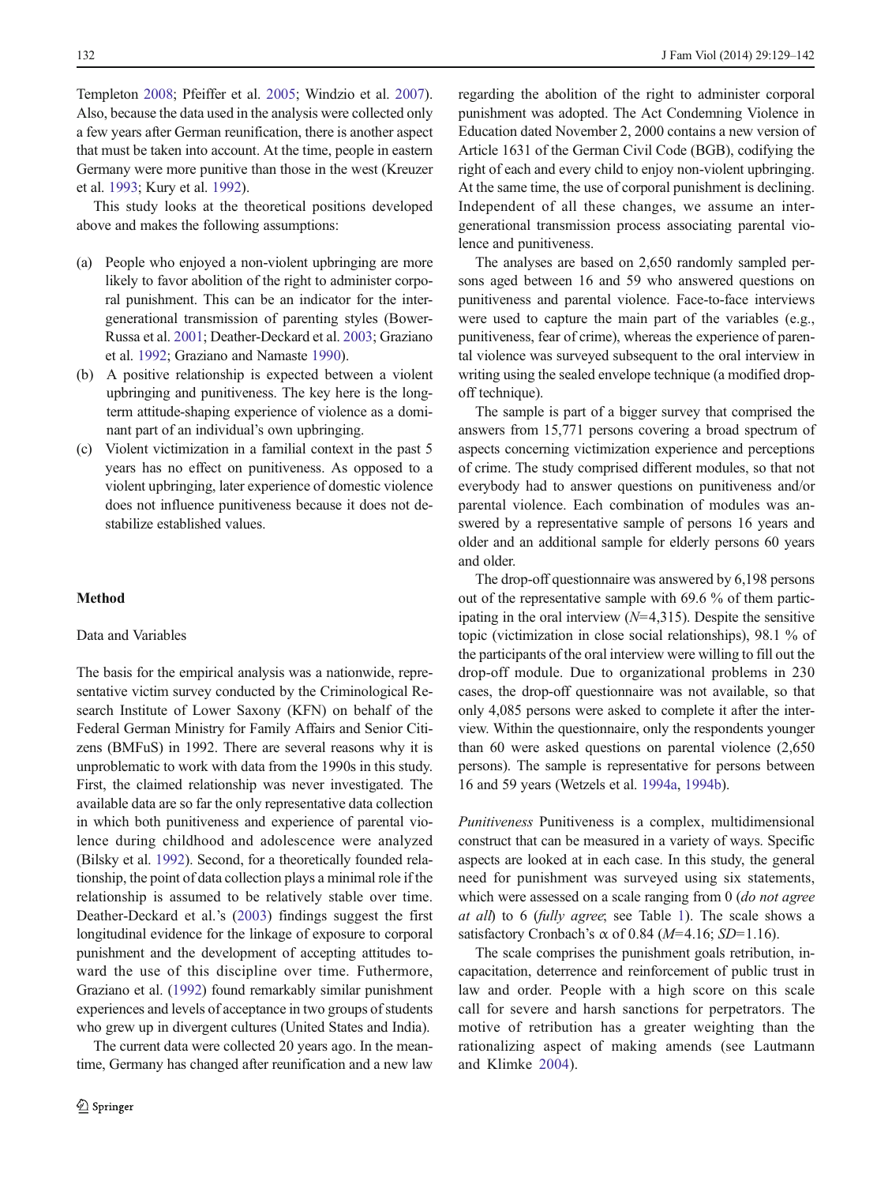Templeton 2008; Pfeiffer et al. 2005; Windzio et al. 2007). Also, because the data used in the analysis were collected only a few years after German reunification, there is another aspect that must be taken into account. At the time, people in eastern Germany were more punitive than those in the west (Kreuzer et al. 1993; Kury et al. 1992).

This study looks at the theoretical positions developed above and makes the following assumptions:

(a) People who enjoyed a non-violent upbringing are more likely to favor abolition of the right to administer corporal punishment. This can be an indicator for the intergenerational transmission of parenting styles (Bower-Russa et al. 2001; Deather-Deckard et al. 2003; Graziano et al. 1992; Graziano and Namaste 1990).

(b) A positive relationship is expected between a violent upbringing and punitiveness. The key here is the long-term attitude-shaping experience of violence as a dominant part of an individual's own upbringing.

(c) Violent victimization in a familial context in the past 5 years has no effect on punitiveness. As opposed to a violent upbringing, later experience of domestic violence does not influence punitiveness because it does not destabilize established values.

## Method

### Data and Variables

The basis for the empirical analysis was a nationwide, representative victim survey conducted by the Criminological Research Institute of Lower Saxony (KFN) on behalf of the Federal German Ministry for Family Affairs and Senior Citizens (BMFuS) in 1992. There are several reasons why it is unproblematic to work with data from the 1990s in this study. First, the claimed relationship was never investigated. The available data are so far the only representative data collection in which both punitiveness and experience of parental violence during childhood and adolescence were analyzed (Bilsky et al. 1992). Second, for a theoretically founded relationship, the point of data collection plays a minimal role if the relationship is assumed to be relatively stable over time. Deather-Deckard et al.'s (2003) findings suggest the first longitudinal evidence for the linkage of exposure to corporal punishment and the development of accepting attitudes toward the use of this discipline over time. Futhermore, Graziano et al. (1992) found remarkably similar punishment experiences and levels of acceptance in two groups of students who grew up in divergent cultures (United States and India).

The current data were collected 20 years ago. In the meantime, Germany has changed after reunification and a new law regarding the abolition of the right to administer corporal punishment was adopted. The Act Condemning Violence in Education dated November 2, 2000 contains a new version of Article 1631 of the German Civil Code (BGB), codifying the right of each and every child to enjoy non-violent upbringing. At the same time, the use of corporal punishment is declining. Independent of all these changes, we assume an intergenerational transmission process associating parental violence and punitiveness.

The analyses are based on 2,650 randomly sampled persons aged between 16 and 59 who answered questions on punitiveness and parental violence. Face-to-face interviews were used to capture the main part of the variables (e.g., punitiveness, fear of crime), whereas the experience of parental violence was surveyed subsequent to the oral interview in writing using the sealed envelope technique (a modified drop-off technique).

The sample is part of a bigger survey that comprised the answers from 15,771 persons covering a broad spectrum of aspects concerning victimization experience and perceptions of crime. The study comprised different modules, so that not everybody had to answer questions on punitiveness and/or parental violence. Each combination of modules was answered by a representative sample of persons 16 years and older and an additional sample for elderly persons 60 years and older.

The drop-off questionnaire was answered by 6,198 persons out of the representative sample with 69.6 % of them participating in the oral interview ($N$=4,315). Despite the sensitive topic (victimization in close social relationships), 98.1 % of the participants of the oral interview were willing to fill out the drop-off module. Due to organizational problems in 230 cases, the drop-off questionnaire was not available, so that only 4,085 persons were asked to complete it after the interview. Within the questionnaire, only the respondents younger than 60 were asked questions on parental violence (2,650 persons). The sample is representative for persons between 16 and 59 years (Wetzels et al. 1994a, 1994b).

*Punitiveness* Punitiveness is a complex, multidimensional construct that can be measured in a variety of ways. Specific aspects are looked at in each case. In this study, the general need for punishment was surveyed using six statements, which were assessed on a scale ranging from 0 (*do not agree at all*) to 6 (*fully agree*; see Table 1). The scale shows a satisfactory Cronbach's α of 0.84 ($M$=4.16; $SD$=1.16).

The scale comprises the punishment goals retribution, incapacitation, deterrence and reinforcement of public trust in law and order. People with a high score on this scale call for severe and harsh sanctions for perpetrators. The motive of retribution has a greater weighting than the rationalizing aspect of making amends (see Lautmann and Klimke 2004).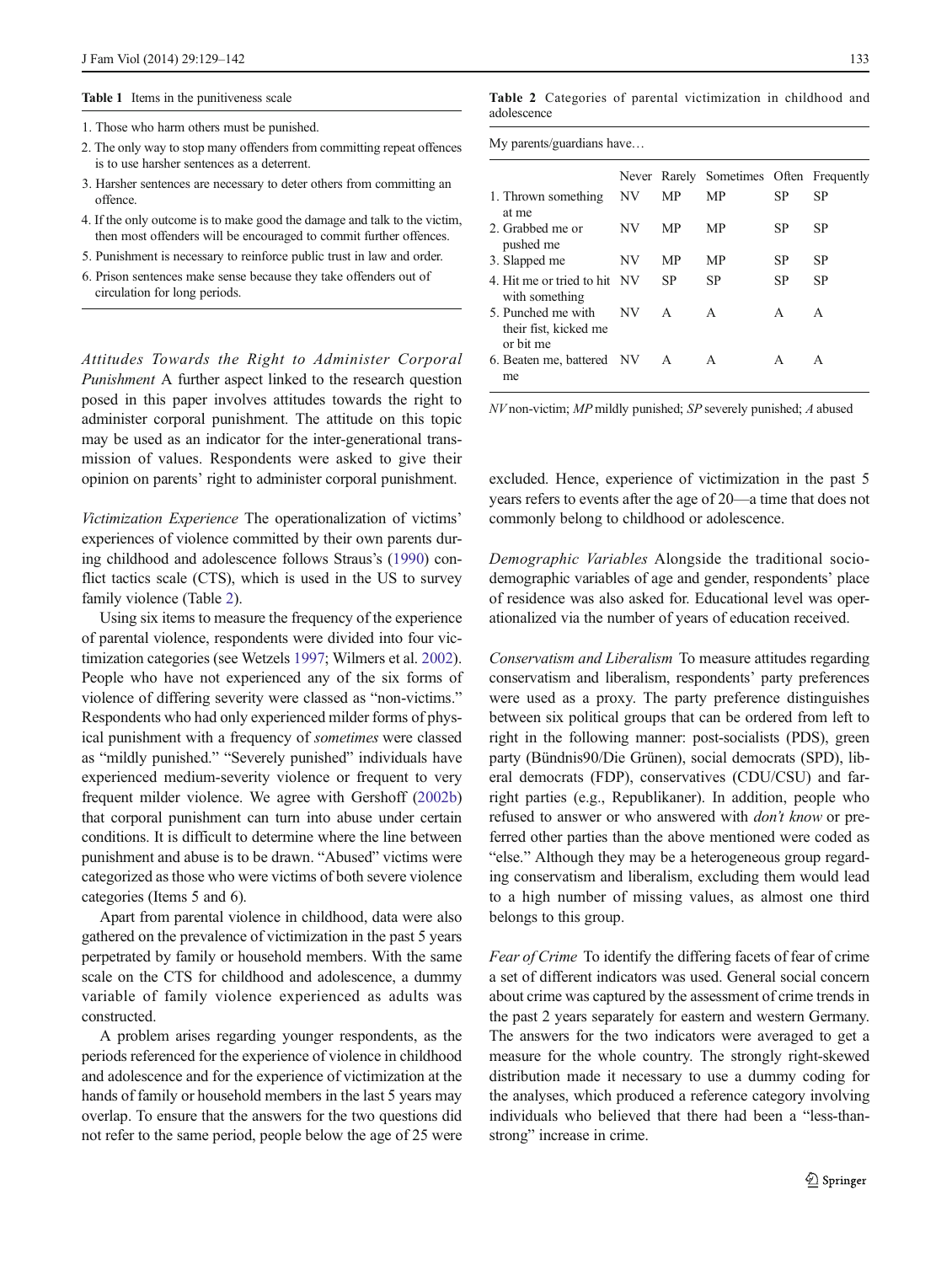**Table 1** Items in the punitiveness scale

1. Those who harm others must be punished.
2. The only way to stop many offenders from committing repeat offences is to use harsher sentences as a deterrent.
3. Harsher sentences are necessary to deter others from committing an offence.
4. If the only outcome is to make good the damage and talk to the victim, then most offenders will be encouraged to commit further offences.
5. Punishment is necessary to reinforce public trust in law and order.
6. Prison sentences make sense because they take offenders out of circulation for long periods.

*Attitudes Towards the Right to Administer Corporal Punishment* A further aspect linked to the research question posed in this paper involves attitudes towards the right to administer corporal punishment. The attitude on this topic may be used as an indicator for the inter-generational transmission of values. Respondents were asked to give their opinion on parents' right to administer corporal punishment.

*Victimization Experience* The operationalization of victims' experiences of violence committed by their own parents during childhood and adolescence follows Straus's (1990) conflict tactics scale (CTS), which is used in the US to survey family violence (Table 2).

Using six items to measure the frequency of the experience of parental violence, respondents were divided into four victimization categories (see Wetzels 1997; Wilmers et al. 2002). People who have not experienced any of the six forms of violence of differing severity were classed as "non-victims." Respondents who had only experienced milder forms of physical punishment with a frequency of *sometimes* were classed as "mildly punished." "Severely punished" individuals have experienced medium-severity violence or frequent to very frequent milder violence. We agree with Gershoff (2002b) that corporal punishment can turn into abuse under certain conditions. It is difficult to determine where the line between punishment and abuse is to be drawn. "Abused" victims were categorized as those who were victims of both severe violence categories (Items 5 and 6).

Apart from parental violence in childhood, data were also gathered on the prevalence of victimization in the past 5 years perpetrated by family or household members. With the same scale on the CTS for childhood and adolescence, a dummy variable of family violence experienced as adults was constructed.

A problem arises regarding younger respondents, as the periods referenced for the experience of violence in childhood and adolescence and for the experience of victimization at the hands of family or household members in the last 5 years may overlap. To ensure that the answers for the two questions did not refer to the same period, people below the age of 25 were excluded. Hence, experience of victimization in the past 5 years refers to events after the age of 20—a time that does not commonly belong to childhood or adolescence.

**Table 2** Categories of parental victimization in childhood and adolescence

My parents/guardians have…

| | Never | Rarely | Sometimes | Often | Frequently |
|---|---|---|---|---|---|
| 1. Thrown something at me | NV | MP | MP | SP | SP |
| 2. Grabbed me or pushed me | NV | MP | MP | SP | SP |
| 3. Slapped me | NV | MP | MP | SP | SP |
| 4. Hit me or tried to hit with something | NV | SP | SP | SP | SP |
| 5. Punched me with their fist, kicked me or bit me | NV | A | A | A | A |
| 6. Beaten me, battered me | NV | A | A | A | A |

*NV* non-victim; *MP* mildly punished; *SP* severely punished; *A* abused

*Demographic Variables* Alongside the traditional socio-demographic variables of age and gender, respondents' place of residence was also asked for. Educational level was operationalized via the number of years of education received.

*Conservatism and Liberalism* To measure attitudes regarding conservatism and liberalism, respondents' party preferences were used as a proxy. The party preference distinguishes between six political groups that can be ordered from left to right in the following manner: post-socialists (PDS), green party (Bündnis90/Die Grünen), social democrats (SPD), liberal democrats (FDP), conservatives (CDU/CSU) and far-right parties (e.g., Republikaner). In addition, people who refused to answer or who answered with *don't know* or preferred other parties than the above mentioned were coded as "else." Although they may be a heterogeneous group regarding conservatism and liberalism, excluding them would lead to a high number of missing values, as almost one third belongs to this group.

*Fear of Crime* To identify the differing facets of fear of crime a set of different indicators was used. General social concern about crime was captured by the assessment of crime trends in the past 2 years separately for eastern and western Germany. The answers for the two indicators were averaged to get a measure for the whole country. The strongly right-skewed distribution made it necessary to use a dummy coding for the analyses, which produced a reference category involving individuals who believed that there had been a "less-than-strong" increase in crime.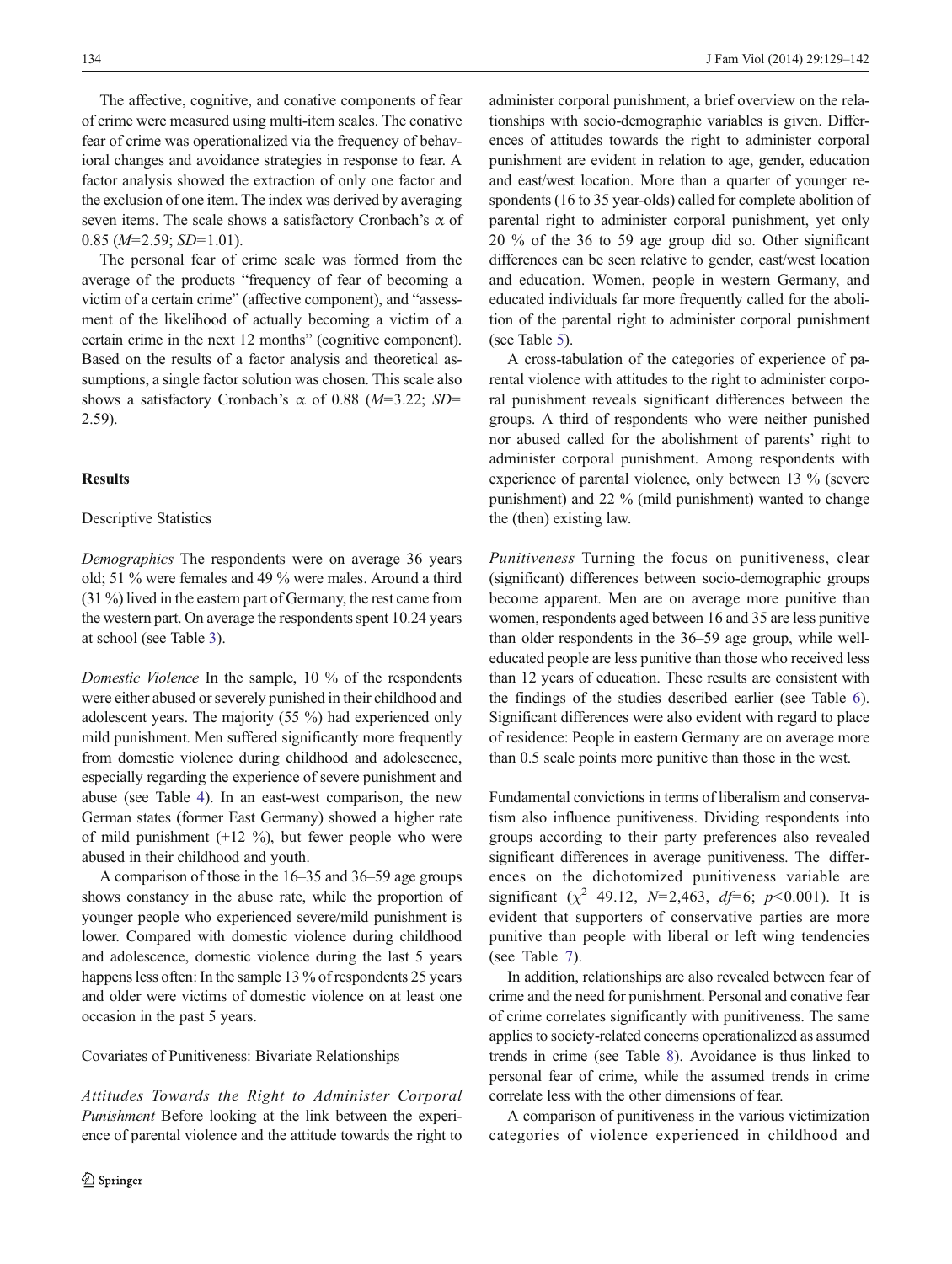The affective, cognitive, and conative components of fear of crime were measured using multi-item scales. The conative fear of crime was operationalized via the frequency of behavioral changes and avoidance strategies in response to fear. A factor analysis showed the extraction of only one factor and the exclusion of one item. The index was derived by averaging seven items. The scale shows a satisfactory Cronbach's α of 0.85 ($M$=2.59; $SD$=1.01).

The personal fear of crime scale was formed from the average of the products "frequency of fear of becoming a victim of a certain crime" (affective component), and "assessment of the likelihood of actually becoming a victim of a certain crime in the next 12 months" (cognitive component). Based on the results of a factor analysis and theoretical assumptions, a single factor solution was chosen. This scale also shows a satisfactory Cronbach's α of 0.88 ($M$=3.22; $SD$= 2.59).

## Results

### Descriptive Statistics

*Demographics* The respondents were on average 36 years old; 51 % were females and 49 % were males. Around a third (31 %) lived in the eastern part of Germany, the rest came from the western part. On average the respondents spent 10.24 years at school (see Table 3).

*Domestic Violence* In the sample, 10 % of the respondents were either abused or severely punished in their childhood and adolescent years. The majority (55 %) had experienced only mild punishment. Men suffered significantly more frequently from domestic violence during childhood and adolescence, especially regarding the experience of severe punishment and abuse (see Table 4). In an east-west comparison, the new German states (former East Germany) showed a higher rate of mild punishment (+12 %), but fewer people who were abused in their childhood and youth.

A comparison of those in the 16–35 and 36–59 age groups shows constancy in the abuse rate, while the proportion of younger people who experienced severe/mild punishment is lower. Compared with domestic violence during childhood and adolescence, domestic violence during the last 5 years happens less often: In the sample 13 % of respondents 25 years and older were victims of domestic violence on at least one occasion in the past 5 years.

### Covariates of Punitiveness: Bivariate Relationships

*Attitudes Towards the Right to Administer Corporal Punishment* Before looking at the link between the experience of parental violence and the attitude towards the right to administer corporal punishment, a brief overview on the relationships with socio-demographic variables is given. Differences of attitudes towards the right to administer corporal punishment are evident in relation to age, gender, education and east/west location. More than a quarter of younger respondents (16 to 35 year-olds) called for complete abolition of parental right to administer corporal punishment, yet only 20 % of the 36 to 59 age group did so. Other significant differences can be seen relative to gender, east/west location and education. Women, people in western Germany, and educated individuals far more frequently called for the abolition of the parental right to administer corporal punishment (see Table 5).

A cross-tabulation of the categories of experience of parental violence with attitudes to the right to administer corporal punishment reveals significant differences between the groups. A third of respondents who were neither punished nor abused called for the abolishment of parents' right to administer corporal punishment. Among respondents with experience of parental violence, only between 13 % (severe punishment) and 22 % (mild punishment) wanted to change the (then) existing law.

*Punitiveness* Turning the focus on punitiveness, clear (significant) differences between socio-demographic groups become apparent. Men are on average more punitive than women, respondents aged between 16 and 35 are less punitive than older respondents in the 36–59 age group, while well-educated people are less punitive than those who received less than 12 years of education. These results are consistent with the findings of the studies described earlier (see Table 6). Significant differences were also evident with regard to place of residence: People in eastern Germany are on average more than 0.5 scale points more punitive than those in the west.

Fundamental convictions in terms of liberalism and conservatism also influence punitiveness. Dividing respondents into groups according to their party preferences also revealed significant differences in average punitiveness. The differences on the dichotomized punitiveness variable are significant ($\chi^2$ 49.12, $N$=2,463, $df$=6; $p$<0.001). It is evident that supporters of conservative parties are more punitive than people with liberal or left wing tendencies (see Table 7).

In addition, relationships are also revealed between fear of crime and the need for punishment. Personal and conative fear of crime correlates significantly with punitiveness. The same applies to society-related concerns operationalized as assumed trends in crime (see Table 8). Avoidance is thus linked to personal fear of crime, while the assumed trends in crime correlate less with the other dimensions of fear.

A comparison of punitiveness in the various victimization categories of violence experienced in childhood and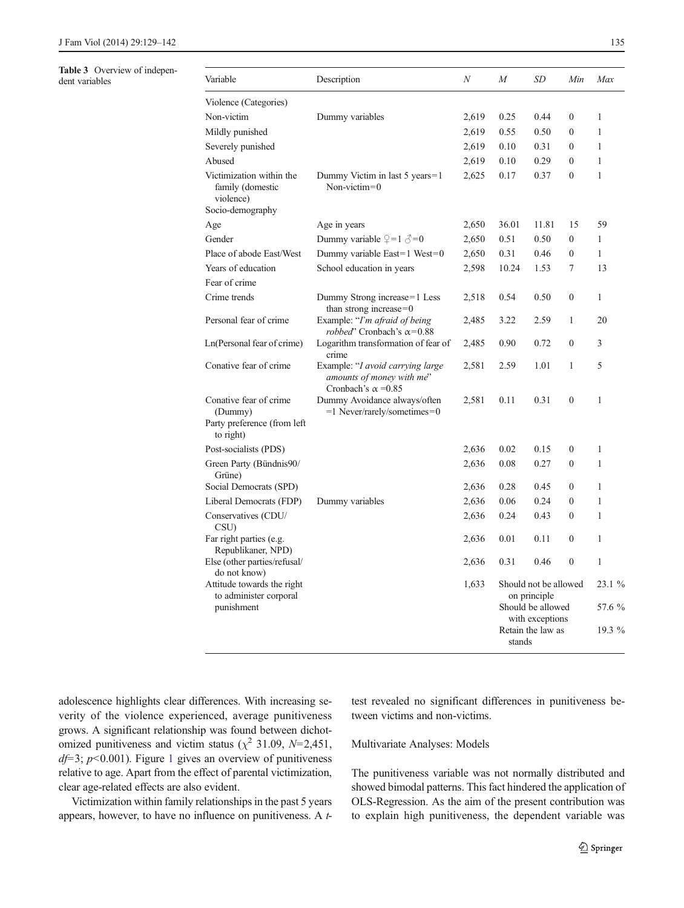**Table 3** Overview of independent variables

| Variable | Description | *N* | *M* | *SD* | *Min* | *Max* |
|---|---|---|---|---|---|---|
| Violence (Categories) | | | | | | |
| Non-victim | Dummy variables | 2,619 | 0.25 | 0.44 | 0 | 1 |
| Mildly punished | | 2,619 | 0.55 | 0.50 | 0 | 1 |
| Severely punished | | 2,619 | 0.10 | 0.31 | 0 | 1 |
| Abused | | 2,619 | 0.10 | 0.29 | 0 | 1 |
| Victimization within the family (domestic violence) | Dummy Victim in last 5 years=1 Non-victim=0 | 2,625 | 0.17 | 0.37 | 0 | 1 |
| Socio-demography | | | | | | |
| Age | Age in years | 2,650 | 36.01 | 11.81 | 15 | 59 |
| Gender | Dummy variable ♀=1 ♂=0 | 2,650 | 0.51 | 0.50 | 0 | 1 |
| Place of abode East/West | Dummy variable East=1 West=0 | 2,650 | 0.31 | 0.46 | 0 | 1 |
| Years of education | School education in years | 2,598 | 10.24 | 1.53 | 7 | 13 |
| Fear of crime | | | | | | |
| Crime trends | Dummy Strong increase=1 Less than strong increase=0 | 2,518 | 0.54 | 0.50 | 0 | 1 |
| Personal fear of crime | Example: "*I'm afraid of being robbed*" Cronbach's α=0.88 | 2,485 | 3.22 | 2.59 | 1 | 20 |
| Ln(Personal fear of crime) | Logarithm transformation of fear of crime | 2,485 | 0.90 | 0.72 | 0 | 3 |
| Conative fear of crime | Example: "*I avoid carrying large amounts of money with me*" Cronbach's α =0.85 | 2,581 | 2.59 | 1.01 | 1 | 5 |
| Conative fear of crime (Dummy) | Dummy Avoidance always/often =1 Never/rarely/sometimes=0 | 2,581 | 0.11 | 0.31 | 0 | 1 |
| Party preference (from left to right) | | | | | | |
| Post-socialists (PDS) | | 2,636 | 0.02 | 0.15 | 0 | 1 |
| Green Party (Bündnis90/Grüne) | | 2,636 | 0.08 | 0.27 | 0 | 1 |
| Social Democrats (SPD) | | 2,636 | 0.28 | 0.45 | 0 | 1 |
| Liberal Democrats (FDP) | Dummy variables | 2,636 | 0.06 | 0.24 | 0 | 1 |
| Conservatives (CDU/CSU) | | 2,636 | 0.24 | 0.43 | 0 | 1 |
| Far right parties (e.g. Republikaner, NPD) | | 2,636 | 0.01 | 0.11 | 0 | 1 |
| Else (other parties/refusal/do not know) | | 2,636 | 0.31 | 0.46 | 0 | 1 |
| Attitude towards the right to administer corporal punishment | | 1,633 | Should not be allowed on principle | | | 23.1 % |
| | | | Should be allowed with exceptions | | | 57.6 % |
| | | | Retain the law as stands | | | 19.3 % |

adolescence highlights clear differences. With increasing severity of the violence experienced, average punitiveness grows. A significant relationship was found between dichotomized punitiveness and victim status ($\chi^2$ 31.09, $N$=2,451, $df$=3; $p$<0.001). Figure 1 gives an overview of punitiveness relative to age. Apart from the effect of parental victimization, clear age-related effects are also evident.

Victimization within family relationships in the past 5 years appears, however, to have no influence on punitiveness. A $t$-test revealed no significant differences in punitiveness between victims and non-victims.

### Multivariate Analyses: Models

The punitiveness variable was not normally distributed and showed bimodal patterns. This fact hindered the application of OLS-Regression. As the aim of the present contribution was to explain high punitiveness, the dependent variable was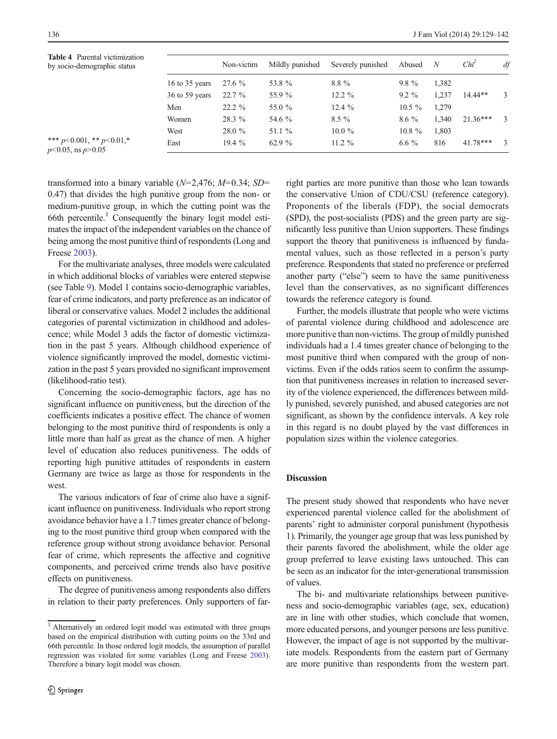**Table 4** Parental victimization by socio-demographic status

|  | Non-victim | Mildly punished | Severely punished | Abused | *N* | *Chi*[2] | *df* |
|---|---|---|---|---|---|---|---|
| 16 to 35 years | 27.6 % | 53.8 % | 8.8 % | 9.8 % | 1,382 |  |  |
| 36 to 59 years | 22.7 % | 55.9 % | 12.2 % | 9.2 % | 1,237 | 14.44** | 3 |
| Men | 22.2 % | 55.0 % | 12.4 % | 10.5 % | 1,279 |  |  |
| Women | 28.3 % | 54.6 % | 8.5 % | 8.6 % | 1,340 | 21.36*** | 3 |
| West | 28.0 % | 51.1 % | 10.0 % | 10.8 % | 1,803 |  |  |
| East | 19.4 % | 62.9 % | 11.2 % | 6.6 % | 816 | 41.78*** | 3 |

*** $p<0.001$, ** $p<0.01$,* $p<0.05$, ns $p>0.05$

transformed into a binary variable ($N$=2,476; $M$=0.34; $SD$= 0.47) that divides the high punitive group from the non- or medium-punitive group, in which the cutting point was the 66th percentile.[1] Consequently the binary logit model estimates the impact of the independent variables on the chance of being among the most punitive third of respondents (Long and Freese 2003).

For the multivariate analyses, three models were calculated in which additional blocks of variables were entered stepwise (see Table 9). Model 1 contains socio-demographic variables, fear of crime indicators, and party preference as an indicator of liberal or conservative values. Model 2 includes the additional categories of parental victimization in childhood and adolescence; while Model 3 adds the factor of domestic victimization in the past 5 years. Although childhood experience of violence significantly improved the model, domestic victimization in the past 5 years provided no significant improvement (likelihood-ratio test).

Concerning the socio-demographic factors, age has no significant influence on punitiveness, but the direction of the coefficients indicates a positive effect. The chance of women belonging to the most punitive third of respondents is only a little more than half as great as the chance of men. A higher level of education also reduces punitiveness. The odds of reporting high punitive attitudes of respondents in eastern Germany are twice as large as those for respondents in the west.

The various indicators of fear of crime also have a significant influence on punitiveness. Individuals who report strong avoidance behavior have a 1.7 times greater chance of belonging to the most punitive third group when compared with the reference group without strong avoidance behavior. Personal fear of crime, which represents the affective and cognitive components, and perceived crime trends also have positive effects on punitiveness.

The degree of punitiveness among respondents also differs in relation to their party preferences. Only supporters of far-right parties are more punitive than those who lean towards the conservative Union of CDU/CSU (reference category). Proponents of the liberals (FDP), the social democrats (SPD), the post-socialists (PDS) and the green party are significantly less punitive than Union supporters. These findings support the theory that punitiveness is influenced by fundamental values, such as those reflected in a person's party preference. Respondents that stated no preference or preferred another party ("else") seem to have the same punitiveness level than the conservatives, as no significant differences towards the reference category is found.

Further, the models illustrate that people who were victims of parental violence during childhood and adolescence are more punitive than non-victims. The group of mildly punished individuals had a 1.4 times greater chance of belonging to the most punitive third when compared with the group of non-victims. Even if the odds ratios seem to confirm the assumption that punitiveness increases in relation to increased severity of the violence experienced, the differences between mildly punished, severely punished, and abused categories are not significant, as shown by the confidence intervals. A key role in this regard is no doubt played by the vast differences in population sizes within the violence categories.

## Discussion

The present study showed that respondents who have never experienced parental violence called for the abolishment of parents' right to administer corporal punishment (hypothesis 1). Primarily, the younger age group that was less punished by their parents favored the abolishment, while the older age group preferred to leave existing laws untouched. This can be seen as an indicator for the inter-generational transmission of values.

The bi- and multivariate relationships between punitiveness and socio-demographic variables (age, sex, education) are in line with other studies, which conclude that women, more educated persons, and younger persons are less punitive. However, the impact of age is not supported by the multivariate models. Respondents from the eastern part of Germany are more punitive than respondents from the western part.

[1] Alternatively an ordered logit model was estimated with three groups based on the empirical distribution with cutting points on the 33rd and 66th percentile. In those ordered logit models, the assumption of parallel regression was violated for some variables (Long and Freese 2003). Therefore a binary logit model was chosen.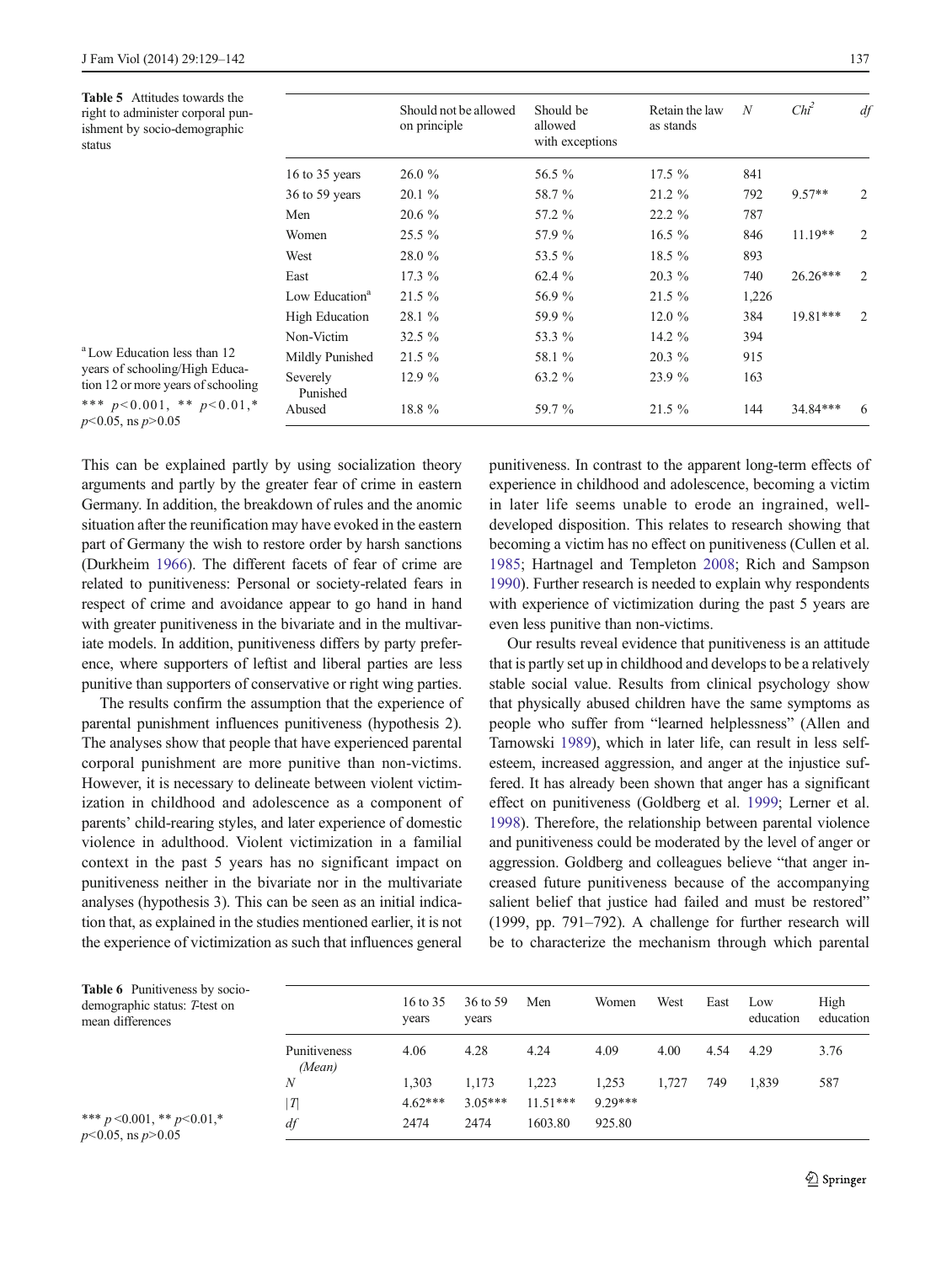**Table 5** Attitudes towards the right to administer corporal punishment by socio-demographic status

| | Should not be allowed on principle | Should be allowed with exceptions | Retain the law as stands | N | $Chi^2$ | df |
|---|---|---|---|---|---|---|
| 16 to 35 years | 26.0 % | 56.5 % | 17.5 % | 841 | | |
| 36 to 59 years | 20.1 % | 58.7 % | 21.2 % | 792 | 9.57** | 2 |
| Men | 20.6 % | 57.2 % | 22.2 % | 787 | | |
| Women | 25.5 % | 57.9 % | 16.5 % | 846 | 11.19** | 2 |
| West | 28.0 % | 53.5 % | 18.5 % | 893 | | |
| East | 17.3 % | 62.4 % | 20.3 % | 740 | 26.26*** | 2 |
| Low Education[a] | 21.5 % | 56.9 % | 21.5 % | 1,226 | | |
| High Education | 28.1 % | 59.9 % | 12.0 % | 384 | 19.81*** | 2 |
| Non-Victim | 32.5 % | 53.3 % | 14.2 % | 394 | | |
| Mildly Punished | 21.5 % | 58.1 % | 20.3 % | 915 | | |
| Severely Punished | 12.9 % | 63.2 % | 23.9 % | 163 | | |
| Abused | 18.8 % | 59.7 % | 21.5 % | 144 | 34.84*** | 6 |

[a] Low Education less than 12 years of schooling/High Education 12 or more years of schooling

*** $p<0.001$, ** $p<0.01$,* $p<0.05$, ns $p>0.05$

This can be explained partly by using socialization theory arguments and partly by the greater fear of crime in eastern Germany. In addition, the breakdown of rules and the anomic situation after the reunification may have evoked in the eastern part of Germany the wish to restore order by harsh sanctions (Durkheim 1966). The different facets of fear of crime are related to punitiveness: Personal or society-related fears in respect of crime and avoidance appear to go hand in hand with greater punitiveness in the bivariate and in the multivariate models. In addition, punitiveness differs by party preference, where supporters of leftist and liberal parties are less punitive than supporters of conservative or right wing parties.

The results confirm the assumption that the experience of parental punishment influences punitiveness (hypothesis 2). The analyses show that people that have experienced parental corporal punishment are more punitive than non-victims. However, it is necessary to delineate between violent victimization in childhood and adolescence as a component of parents' child-rearing styles, and later experience of domestic violence in adulthood. Violent victimization in a familial context in the past 5 years has no significant impact on punitiveness neither in the bivariate nor in the multivariate analyses (hypothesis 3). This can be seen as an initial indication that, as explained in the studies mentioned earlier, it is not the experience of victimization as such that influences general punitiveness. In contrast to the apparent long-term effects of experience in childhood and adolescence, becoming a victim in later life seems unable to erode an ingrained, well-developed disposition. This relates to research showing that becoming a victim has no effect on punitiveness (Cullen et al. 1985; Hartnagel and Templeton 2008; Rich and Sampson 1990). Further research is needed to explain why respondents with experience of victimization during the past 5 years are even less punitive than non-victims.

Our results reveal evidence that punitiveness is an attitude that is partly set up in childhood and develops to be a relatively stable social value. Results from clinical psychology show that physically abused children have the same symptoms as people who suffer from "learned helplessness" (Allen and Tarnowski 1989), which in later life, can result in less self-esteem, increased aggression, and anger at the injustice suffered. It has already been shown that anger has a significant effect on punitiveness (Goldberg et al. 1999; Lerner et al. 1998). Therefore, the relationship between parental violence and punitiveness could be moderated by the level of anger or aggression. Goldberg and colleagues believe "that anger increased future punitiveness because of the accompanying salient belief that justice had failed and must be restored" (1999, pp. 791–792). A challenge for further research will be to characterize the mechanism through which parental

**Table 6** Punitiveness by socio-demographic status: *T*-test on mean differences

| | 16 to 35 years | 36 to 59 years | Men | Women | West | East | Low education | High education |
|---|---|---|---|---|---|---|---|---|
| Punitiveness *(Mean)* | 4.06 | 4.28 | 4.24 | 4.09 | 4.00 | 4.54 | 4.29 | 3.76 |
| N | 1,303 | 1,173 | 1,223 | 1,253 | 1,727 | 749 | 1,839 | 587 |
| \|T\| | 4.62*** | 3.05*** | 11.51*** | 9.29*** | | | | |
| df | 2474 | 2474 | 1603.80 | 925.80 | | | | |

*** $p<0.001$, ** $p<0.01$,* $p<0.05$, ns $p>0.05$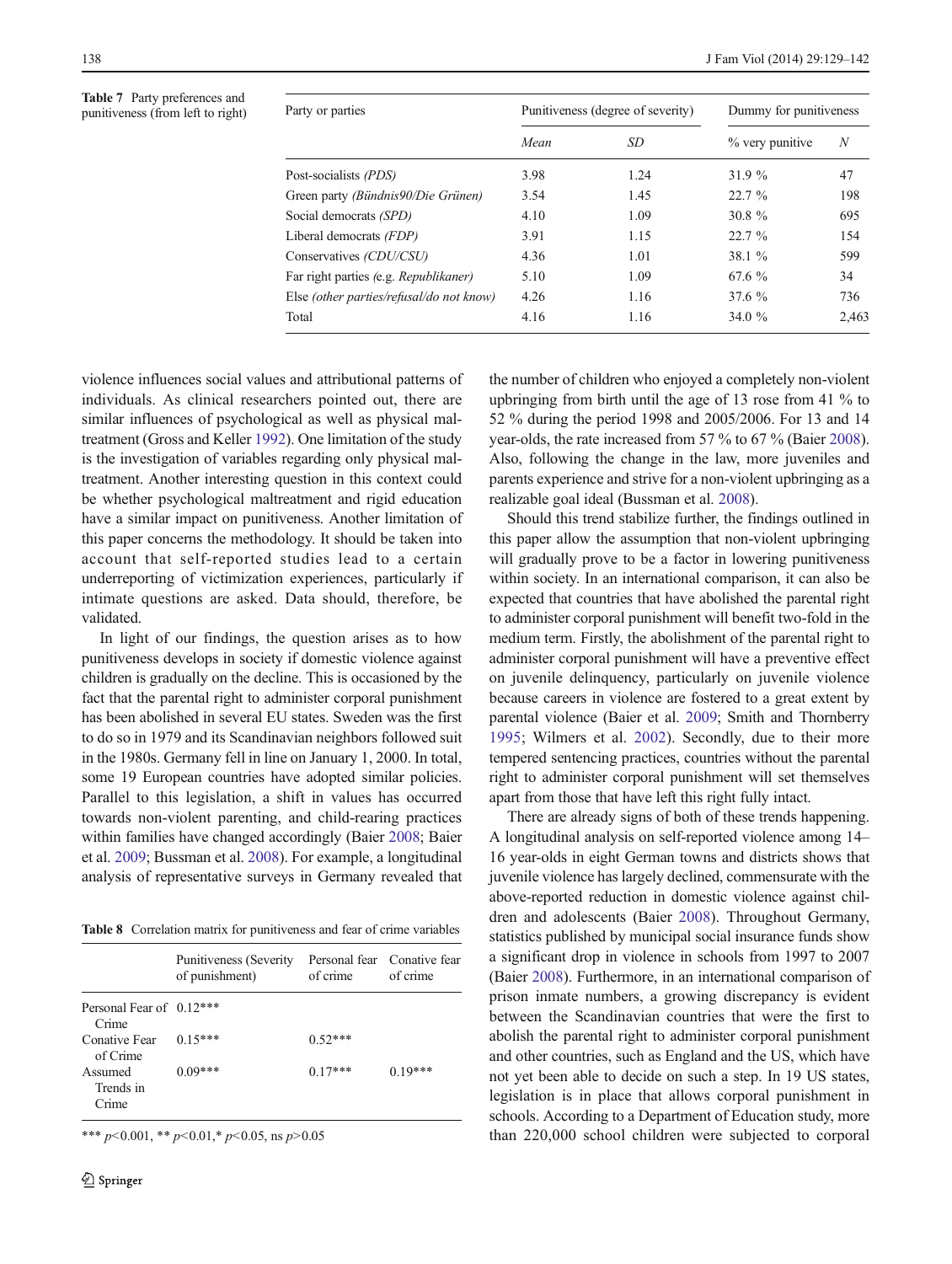Table 7 Party preferences and punitiveness (from left to right)

| Party or parties | Punitiveness (degree of severity) | | Dummy for punitiveness | |
|---|---|---|---|---|
| | *Mean* | *SD* | % very punitive | *N* |
| Post-socialists *(PDS)* | 3.98 | 1.24 | 31.9 % | 47 |
| Green party *(Bündnis90/Die Grünen)* | 3.54 | 1.45 | 22.7 % | 198 |
| Social democrats *(SPD)* | 4.10 | 1.09 | 30.8 % | 695 |
| Liberal democrats *(FDP)* | 3.91 | 1.15 | 22.7 % | 154 |
| Conservatives *(CDU/CSU)* | 4.36 | 1.01 | 38.1 % | 599 |
| Far right parties (e.g. *Republikaner)* | 5.10 | 1.09 | 67.6 % | 34 |
| Else *(other parties/refusal/do not know)* | 4.26 | 1.16 | 37.6 % | 736 |
| Total | 4.16 | 1.16 | 34.0 % | 2,463 |

violence influences social values and attributional patterns of individuals. As clinical researchers pointed out, there are similar influences of psychological as well as physical maltreatment (Gross and Keller 1992). One limitation of the study is the investigation of variables regarding only physical maltreatment. Another interesting question in this context could be whether psychological maltreatment and rigid education have a similar impact on punitiveness. Another limitation of this paper concerns the methodology. It should be taken into account that self-reported studies lead to a certain underreporting of victimization experiences, particularly if intimate questions are asked. Data should, therefore, be validated.

In light of our findings, the question arises as to how punitiveness develops in society if domestic violence against children is gradually on the decline. This is occasioned by the fact that the parental right to administer corporal punishment has been abolished in several EU states. Sweden was the first to do so in 1979 and its Scandinavian neighbors followed suit in the 1980s. Germany fell in line on January 1, 2000. In total, some 19 European countries have adopted similar policies. Parallel to this legislation, a shift in values has occurred towards non-violent parenting, and child-rearing practices within families have changed accordingly (Baier 2008; Baier et al. 2009; Bussman et al. 2008). For example, a longitudinal analysis of representative surveys in Germany revealed that the number of children who enjoyed a completely non-violent upbringing from birth until the age of 13 rose from 41 % to 52 % during the period 1998 and 2005/2006. For 13 and 14 year-olds, the rate increased from 57 % to 67 % (Baier 2008). Also, following the change in the law, more juveniles and parents experience and strive for a non-violent upbringing as a realizable goal ideal (Bussman et al. 2008).

Table 8 Correlation matrix for punitiveness and fear of crime variables

| | Punitiveness (Severity of punishment) | Personal fear of crime | Conative fear of crime |
|---|---|---|---|
| Personal Fear of Crime | 0.12*** | | |
| Conative Fear of Crime | 0.15*** | 0.52*** | |
| Assumed Trends in Crime | 0.09*** | 0.17*** | 0.19*** |

*** $p<0.001$, ** $p<0.01$,* $p<0.05$, ns $p>0.05$

Should this trend stabilize further, the findings outlined in this paper allow the assumption that non-violent upbringing will gradually prove to be a factor in lowering punitiveness within society. In an international comparison, it can also be expected that countries that have abolished the parental right to administer corporal punishment will benefit two-fold in the medium term. Firstly, the abolishment of the parental right to administer corporal punishment will have a preventive effect on juvenile delinquency, particularly on juvenile violence because careers in violence are fostered to a great extent by parental violence (Baier et al. 2009; Smith and Thornberry 1995; Wilmers et al. 2002). Secondly, due to their more tempered sentencing practices, countries without the parental right to administer corporal punishment will set themselves apart from those that have left this right fully intact.

There are already signs of both of these trends happening. A longitudinal analysis on self-reported violence among 14–16 year-olds in eight German towns and districts shows that juvenile violence has largely declined, commensurate with the above-reported reduction in domestic violence against children and adolescents (Baier 2008). Throughout Germany, statistics published by municipal social insurance funds show a significant drop in violence in schools from 1997 to 2007 (Baier 2008). Furthermore, in an international comparison of prison inmate numbers, a growing discrepancy is evident between the Scandinavian countries that were the first to abolish the parental right to administer corporal punishment and other countries, such as England and the US, which have not yet been able to decide on such a step. In 19 US states, legislation is in place that allows corporal punishment in schools. According to a Department of Education study, more than 220,000 school children were subjected to corporal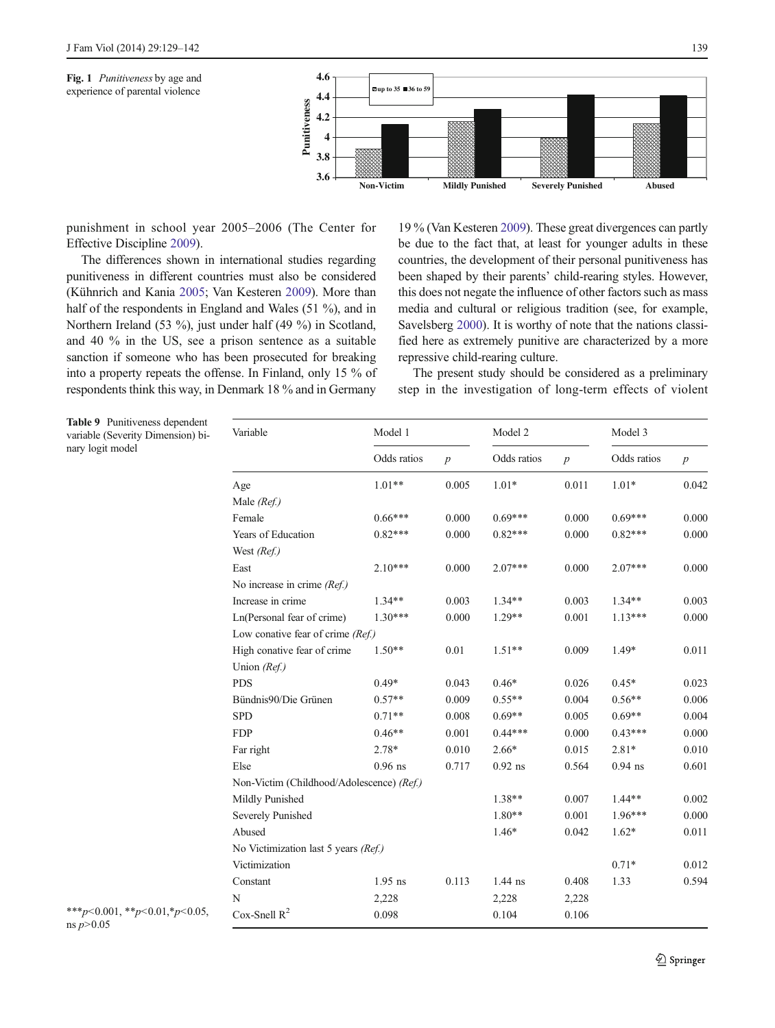**Fig. 1** *Punitiveness* by age and experience of parental violence

punishment in school year 2005–2006 (The Center for Effective Discipline 2009).

The differences shown in international studies regarding punitiveness in different countries must also be considered (Kühnrich and Kania 2005; Van Kesteren 2009). More than half of the respondents in England and Wales (51 %), and in Northern Ireland (53 %), just under half (49 %) in Scotland, and 40 % in the US, see a prison sentence as a suitable sanction if someone who has been prosecuted for breaking into a property repeats the offense. In Finland, only 15 % of respondents think this way, in Denmark 18 % and in Germany 19 % (Van Kesteren 2009). These great divergences can partly be due to the fact that, at least for younger adults in these countries, the development of their personal punitiveness has been shaped by their parents' child-rearing styles. However, this does not negate the influence of other factors such as mass media and cultural or religious tradition (see, for example, Savelsberg 2000). It is worthy of note that the nations classified here as extremely punitive are characterized by a more repressive child-rearing culture.

The present study should be considered as a preliminary step in the investigation of long-term effects of violent

**Table 9** Punitiveness dependent variable (Severity Dimension) binary logit model

| Variable | Model 1 | | Model 2 | | Model 3 | |
|---|---|---|---|---|---|---|
| | Odds ratios | *p* | Odds ratios | *p* | Odds ratios | *p* |
| Age | 1.01** | 0.005 | 1.01* | 0.011 | 1.01* | 0.042 |
| Male *(Ref.)* | | | | | | |
| Female | 0.66*** | 0.000 | 0.69*** | 0.000 | 0.69*** | 0.000 |
| Years of Education | 0.82*** | 0.000 | 0.82*** | 0.000 | 0.82*** | 0.000 |
| West *(Ref.)* | | | | | | |
| East | 2.10*** | 0.000 | 2.07*** | 0.000 | 2.07*** | 0.000 |
| No increase in crime *(Ref.)* | | | | | | |
| Increase in crime | 1.34** | 0.003 | 1.34** | 0.003 | 1.34** | 0.003 |
| Ln(Personal fear of crime) | 1.30*** | 0.000 | 1.29** | 0.001 | 1.13*** | 0.000 |
| Low conative fear of crime *(Ref.)* | | | | | | |
| High conative fear of crime | 1.50** | 0.01 | 1.51** | 0.009 | 1.49* | 0.011 |
| Union *(Ref.)* | | | | | | |
| PDS | 0.49* | 0.043 | 0.46* | 0.026 | 0.45* | 0.023 |
| Bündnis90/Die Grünen | 0.57** | 0.009 | 0.55** | 0.004 | 0.56** | 0.006 |
| SPD | 0.71** | 0.008 | 0.69** | 0.005 | 0.69** | 0.004 |
| FDP | 0.46** | 0.001 | 0.44*** | 0.000 | 0.43*** | 0.000 |
| Far right | 2.78* | 0.010 | 2.66* | 0.015 | 2.81* | 0.010 |
| Else | 0.96 ns | 0.717 | 0.92 ns | 0.564 | 0.94 ns | 0.601 |
| Non-Victim (Childhood/Adolescence) *(Ref.)* | | | | | | |
| Mildly Punished | | | 1.38** | 0.007 | 1.44** | 0.002 |
| Severely Punished | | | 1.80** | 0.001 | 1.96*** | 0.000 |
| Abused | | | 1.46* | 0.042 | 1.62* | 0.011 |
| No Victimization last 5 years *(Ref.)* | | | | | | |
| Victimization | | | | | 0.71* | 0.012 |
| Constant | 1.95 ns | 0.113 | 1.44 ns | 0.408 | 1.33 | 0.594 |
| N | 2,228 | | 2,228 | 2,228 | | |
| Cox-Snell $R^2$ | 0.098 | | 0.104 | 0.106 | | |

***$p<0.001$, **$p<0.01$, *$p<0.05$, ns $p>0.05$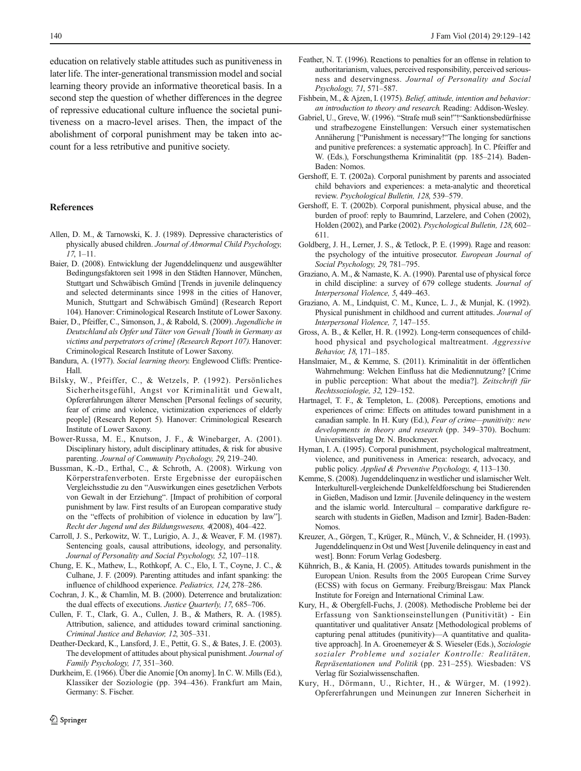education on relatively stable attitudes such as punitiveness in later life. The inter-generational transmission model and social learning theory provide an informative theoretical basis. In a second step the question of whether differences in the degree of repressive educational culture influence the societal punitiveness on a macro-level arises. Then, the impact of the abolishment of corporal punishment may be taken into account for a less retributive and punitive society.

## References

Allen, D. M., & Tarnowski, K. J. (1989). Depressive characteristics of physically abused children. *Journal of Abnormal Child Psychology, 17*, 1–11.

Baier, D. (2008). Entwicklung der Jugenddelinquenz und ausgewählter Bedingungsfaktoren seit 1998 in den Städten Hannover, München, Stuttgart und Schwäbisch Gmünd [Trends in juvenile delinquency and selected determinants since 1998 in the cities of Hanover, Munich, Stuttgart and Schwäbisch Gmünd] (Research Report 104). Hanover: Criminological Research Institute of Lower Saxony.

Baier, D., Pfeiffer, C., Simonson, J., & Rabold, S. (2009). *Jugendliche in Deutschland als Opfer und Täter von Gewalt [Youth in Germany as victims and perpetrators of crime] (Research Report 107)*. Hanover: Criminological Research Institute of Lower Saxony.

Bandura, A. (1977). *Social learning theory*. Englewood Cliffs: Prentice-Hall.

Bilsky, W., Pfeiffer, C., & Wetzels, P. (1992). Persönliches Sicherheitsgefühl, Angst vor Kriminalität und Gewalt, Opfererfahrungen älterer Menschen [Personal feelings of security, fear of crime and violence, victimization experiences of elderly people] (Research Report 5). Hanover: Criminological Research Institute of Lower Saxony.

Bower-Russa, M. E., Knutson, J. F., & Winebarger, A. (2001). Disciplinary history, adult disciplinary attitudes, & risk for abusive parenting. *Journal of Community Psychology, 29*, 219–240.

Bussman, K.-D., Erthal, C., & Schroth, A. (2008). Wirkung von Körperstrafenverboten. Erste Ergebnisse der europäischen Vergleichsstudie zu den "Auswirkungen eines gesetzlichen Verbots von Gewalt in der Erziehung". [Impact of prohibition of corporal punishment by law. First results of an European comparative study on the "effects of prohibition of violence in education by law"]. *Recht der Jugend und des Bildungswesens, 4*(2008), 404–422.

Carroll, J. S., Perkowitz, W. T., Lurigio, A. J., & Weaver, F. M. (1987). Sentencing goals, causal attributions, ideology, and personality. *Journal of Personality and Social Psychology, 52*, 107–118.

Chung, E. K., Mathew, L., Rothkopf, A. C., Elo, I. T., Coyne, J. C., & Culhane, J. F. (2009). Parenting attitudes and infant spanking: the influence of childhood experience. *Pediatrics, 124*, 278–286.

Cochran, J. K., & Chamlin, M. B. (2000). Deterrence and brutalization: the dual effects of executions. *Justice Quarterly, 17*, 685–706.

Cullen, F. T., Clark, G. A., Cullen, J. B., & Mathers, R. A. (1985). Attribution, salience, and attidudes toward criminal sanctioning. *Criminal Justice and Behavior, 12*, 305–331.

Deather-Deckard, K., Lansford, J. E., Pettit, G. S., & Bates, J. E. (2003). The development of attitudes about physical punishment. *Journal of Family Psychology, 17*, 351–360.

Durkheim, E. (1966). Über die Anomie [On anomy]. In C. W. Mills (Ed.), Klassiker der Soziologie (pp. 394–436). Frankfurt am Main, Germany: S. Fischer.

Feather, N. T. (1996). Reactions to penalties for an offense in relation to authoritarianism, values, perceived responsibility, perceived seriousness and deservingness. *Journal of Personality and Social Psychology, 71*, 571–587.

Fishbein, M., & Ajzen, I. (1975). *Belief, attitude, intention and behavior: an introduction to theory and research*. Reading: Addison-Wesley.

Gabriel, U., Greve, W. (1996). "Strafe muß sein!"!"Sanktionsbedürfnisse und strafbezogene Einstellungen: Versuch einer systematischen Annäherung ["Punishment is necessary!"The longing for sanctions and punitive preferences: a systematic approach]. In C. Pfeiffer and W. (Eds.), Forschungsthema Kriminalität (pp. 185–214). Baden-Baden: Nomos.

Gershoff, E. T. (2002a). Corporal punishment by parents and associated child behaviors and experiences: a meta-analytic and theoretical review. *Psychological Bulletin, 128*, 539–579.

Gershoff, E. T. (2002b). Corporal punishment, physical abuse, and the burden of proof: reply to Baumrind, Larzelere, and Cohen (2002), Holden (2002), and Parke (2002). *Psychological Bulletin, 128*, 602–611.

Goldberg, J. H., Lerner, J. S., & Tetlock, P. E. (1999). Rage and reason: the psychology of the intuitive prosecutor. *European Journal of Social Psychology, 29*, 781–795.

Graziano, A. M., & Namaste, K. A. (1990). Parental use of physical force in child discipline: a survey of 679 college students. *Journal of Interpersonal Violence, 5*, 449–463.

Graziano, A. M., Lindquist, C. M., Kunce, L. J., & Munjal, K. (1992). Physical punishment in childhood and current attitudes. *Journal of Interpersonal Violence, 7*, 147–155.

Gross, A. B., & Keller, H. R. (1992). Long-term consequences of childhood physical and psychological maltreatment. *Aggressive Behavior, 18*, 171–185.

Hanslmaier, M., & Kemme, S. (2011). Kriminalität in der öffentlichen Wahrnehmung: Welchen Einfluss hat die Mediennutzung? [Crime in public perception: What about the media?]. *Zeitschrift für Rechtssoziologie, 32*, 129–152.

Hartnagel, T. F., & Templeton, L. (2008). Perceptions, emotions and experiences of crime: Effects on attitudes toward punishment in a canadian sample. In H. Kury (Ed.), *Fear of crime—punitivity: new developments in theory and research* (pp. 349–370). Bochum: Universitätsverlag Dr. N. Brockmeyer.

Hyman, I. A. (1995). Corporal punishment, psychological maltreatment, violence, and punitiveness in America: research, advocacy, and public policy. *Applied & Preventive Psychology, 4*, 113–130.

Kemme, S. (2008). Jugenddelinquenz in westlicher und islamischer Welt. Interkulturell-vergleichende Dunkelfeldforschung bei Studierenden in Gießen, Madison und Izmir. [Juvenile delinquency in the western and the islamic world. Intercultural – comparative darkfigure research with students in Gießen, Madison and Izmir]. Baden-Baden: Nomos.

Kreuzer, A., Görgen, T., Krüger, R., Münch, V., & Schneider, H. (1993). Jugenddelinquenz in Ost und West [Juvenile delinquency in east and west]. Bonn: Forum Verlag Godesberg.

Kühnrich, B., & Kania, H. (2005). Attitudes towards punishment in the European Union. Results from the 2005 European Crime Survey (ECSS) with focus on Germany. Freiburg/Breisgau: Max Planck Institute for Foreign and International Criminal Law.

Kury, H., & Obergfell-Fuchs, J. (2008). Methodische Probleme bei der Erfassung von Sanktionseinstellungen (Punitivität) - Ein quantitativer und qualitativer Ansatz [Methodological problems of capturing penal attitudes (punitivity)—A quantitative and qualitative approach]. In A. Groenemeyer & S. Wieseler (Eds.), *Soziologie sozialer Probleme und sozialer Kontrolle: Realitäten, Repräsentationen und Politik* (pp. 231–255). Wiesbaden: VS Verlag für Sozialwissenschaften.

Kury, H., Dörmann, U., Richter, H., & Würger, M. (1992). Opfererfahrungen und Meinungen zur Inneren Sicherheit in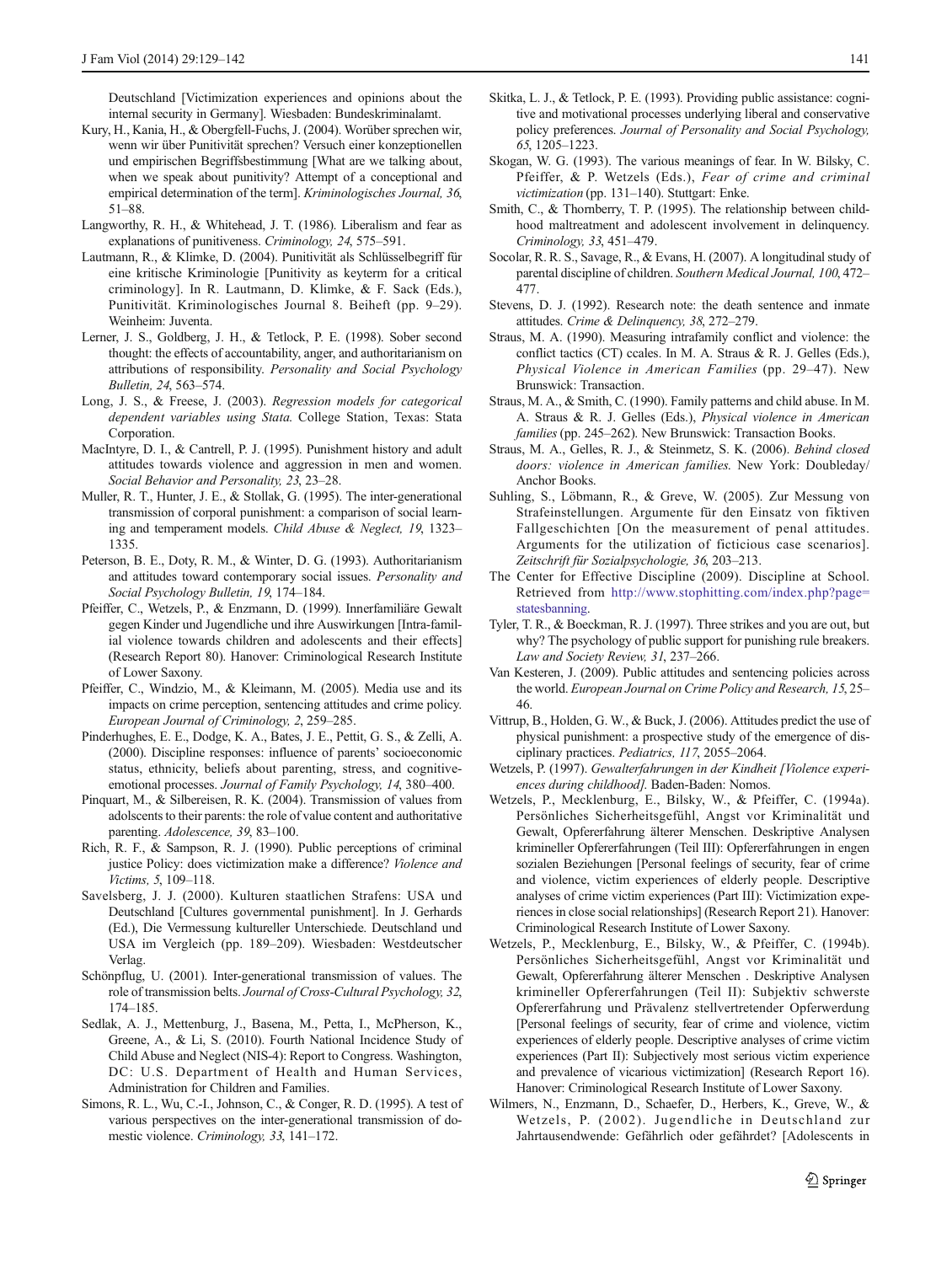Deutschland [Victimization experiences and opinions about the internal security in Germany]. Wiesbaden: Bundeskriminalamt.

Kury, H., Kania, H., & Obergfell-Fuchs, J. (2004). Worüber sprechen wir, wenn wir über Punitivität sprechen? Versuch einer konzeptionellen und empirischen Begriffsbestimmung [What are we talking about, when we speak about punitivity? Attempt of a conceptional and empirical determination of the term]. *Kriminologisches Journal, 36*, 51–88.

Langworthy, R. H., & Whitehead, J. T. (1986). Liberalism and fear as explanations of punitiveness. *Criminology, 24*, 575–591.

Lautmann, R., & Klimke, D. (2004). Punitivität als Schlüsselbegriff für eine kritische Kriminologie [Punitivity as keyterm for a critical criminology]. In R. Lautmann, D. Klimke, & F. Sack (Eds.), Punitivität. Kriminologisches Journal 8. Beiheft (pp. 9–29). Weinheim: Juventa.

Lerner, J. S., Goldberg, J. H., & Tetlock, P. E. (1998). Sober second thought: the effects of accountability, anger, and authoritarianism on attributions of responsibility. *Personality and Social Psychology Bulletin, 24*, 563–574.

Long, J. S., & Freese, J. (2003). *Regression models for categorical dependent variables using Stata*. College Station, Texas: Stata Corporation.

MacIntyre, D. I., & Cantrell, P. J. (1995). Punishment history and adult attitudes towards violence and aggression in men and women. *Social Behavior and Personality, 23*, 23–28.

Muller, R. T., Hunter, J. E., & Stollak, G. (1995). The inter-generational transmission of corporal punishment: a comparison of social learning and temperament models. *Child Abuse & Neglect, 19*, 1323–1335.

Peterson, B. E., Doty, R. M., & Winter, D. G. (1993). Authoritarianism and attitudes toward contemporary social issues. *Personality and Social Psychology Bulletin, 19*, 174–184.

Pfeiffer, C., Wetzels, P., & Enzmann, D. (1999). Innerfamiliäre Gewalt gegen Kinder und Jugendliche und ihre Auswirkungen [Intra-familial violence towards children and adolescents and their effects] (Research Report 80). Hanover: Criminological Research Institute of Lower Saxony.

Pfeiffer, C., Windzio, M., & Kleimann, M. (2005). Media use and its impacts on crime perception, sentencing attitudes and crime policy. *European Journal of Criminology, 2*, 259–285.

Pinderhughes, E. E., Dodge, K. A., Bates, J. E., Pettit, G. S., & Zelli, A. (2000). Discipline responses: influence of parents' socioeconomic status, ethnicity, beliefs about parenting, stress, and cognitive-emotional processes. *Journal of Family Psychology, 14*, 380–400.

Pinquart, M., & Silbereisen, R. K. (2004). Transmission of values from adolscents to their parents: the role of value content and authoritative parenting. *Adolescence, 39*, 83–100.

Rich, R. F., & Sampson, R. J. (1990). Public perceptions of criminal justice Policy: does victimization make a difference? *Violence and Victims, 5*, 109–118.

Savelsberg, J. J. (2000). Kulturen staatlichen Strafens: USA und Deutschland [Cultures governmental punishment]. In J. Gerhards (Ed.), Die Vermessung kultureller Unterschiede. Deutschland und USA im Vergleich (pp. 189–209). Wiesbaden: Westdeutscher Verlag.

Schönpflug, U. (2001). Inter-generational transmission of values. The role of transmission belts. *Journal of Cross-Cultural Psychology, 32*, 174–185.

Sedlak, A. J., Mettenburg, J., Basena, M., Petta, I., McPherson, K., Greene, A., & Li, S. (2010). Fourth National Incidence Study of Child Abuse and Neglect (NIS-4): Report to Congress. Washington, DC: U.S. Department of Health and Human Services, Administration for Children and Families.

Simons, R. L., Wu, C.-I., Johnson, C., & Conger, R. D. (1995). A test of various perspectives on the inter-generational transmission of domestic violence. *Criminology, 33*, 141–172.

Skitka, L. J., & Tetlock, P. E. (1993). Providing public assistance: cognitive and motivational processes underlying liberal and conservative policy preferences. *Journal of Personality and Social Psychology, 65*, 1205–1223.

Skogan, W. G. (1993). The various meanings of fear. In W. Bilsky, C. Pfeiffer, & P. Wetzels (Eds.), *Fear of crime and criminal victimization* (pp. 131–140). Stuttgart: Enke.

Smith, C., & Thornberry, T. P. (1995). The relationship between childhood maltreatment and adolescent involvement in delinquency. *Criminology, 33*, 451–479.

Socolar, R. R. S., Savage, R., & Evans, H. (2007). A longitudinal study of parental discipline of children. *Southern Medical Journal, 100*, 472–477.

Stevens, D. J. (1992). Research note: the death sentence and inmate attitudes. *Crime & Delinquency, 38*, 272–279.

Straus, M. A. (1990). Measuring intrafamily conflict and violence: the conflict tactics (CT) ccales. In M. A. Straus & R. J. Gelles (Eds.), *Physical Violence in American Families* (pp. 29–47). New Brunswick: Transaction.

Straus, M. A., & Smith, C. (1990). Family patterns and child abuse. In M. A. Straus & R. J. Gelles (Eds.), *Physical violence in American families* (pp. 245–262). New Brunswick: Transaction Books.

Straus, M. A., Gelles, R. J., & Steinmetz, S. K. (2006). *Behind closed doors: violence in American families*. New York: Doubleday/Anchor Books.

Suhling, S., Löbmann, R., & Greve, W. (2005). Zur Messung von Strafeinstellungen. Argumente für den Einsatz von fiktiven Fallgeschichten [On the measurement of penal attitudes. Arguments for the utilization of ficticious case scenarios]. *Zeitschrift für Sozialpsychologie, 36*, 203–213.

The Center for Effective Discipline (2009). Discipline at School. Retrieved from http://www.stophitting.com/index.php?page=statesbanning.

Tyler, T. R., & Boeckman, R. J. (1997). Three strikes and you are out, but why? The psychology of public support for punishing rule breakers. *Law and Society Review, 31*, 237–266.

Van Kesteren, J. (2009). Public attitudes and sentencing policies across the world. *European Journal on Crime Policy and Research, 15*, 25–46.

Vittrup, B., Holden, G. W., & Buck, J. (2006). Attitudes predict the use of physical punishment: a prospective study of the emergence of disciplinary practices. *Pediatrics, 117*, 2055–2064.

Wetzels, P. (1997). *Gewalterfahrungen in der Kindheit [Violence experiences during childhood]*. Baden-Baden: Nomos.

Wetzels, P., Mecklenburg, E., Bilsky, W., & Pfeiffer, C. (1994a). Persönliches Sicherheitsgefühl, Angst vor Kriminalität und Gewalt, Opfererfahrung älterer Menschen. Deskriptive Analysen krimineller Opfererfahrungen (Teil III): Opfererfahrungen in engen sozialen Beziehungen [Personal feelings of security, fear of crime and violence, victim experiences of elderly people. Descriptive analyses of crime victim experiences (Part III): Victimization experiences in close social relationships] (Research Report 21). Hanover: Criminological Research Institute of Lower Saxony.

Wetzels, P., Mecklenburg, E., Bilsky, W., & Pfeiffer, C. (1994b). Persönliches Sicherheitsgefühl, Angst vor Kriminalität und Gewalt, Opfererfahrung älterer Menschen . Deskriptive Analysen krimineller Opfererfahrungen (Teil II): Subjektiv schwerste Opfererfahrung und Prävalenz stellvertretender Opferwerdung [Personal feelings of security, fear of crime and violence, victim experiences of elderly people. Descriptive analyses of crime victim experiences (Part II): Subjectively most serious victim experience and prevalence of vicarious victimization] (Research Report 16). Hanover: Criminological Research Institute of Lower Saxony.

Wilmers, N., Enzmann, D., Schaefer, D., Herbers, K., Greve, W., & Wetzels, P. (2002). Jugendliche in Deutschland zur Jahrtausendwende: Gefährlich oder gefährdet? [Adolescents in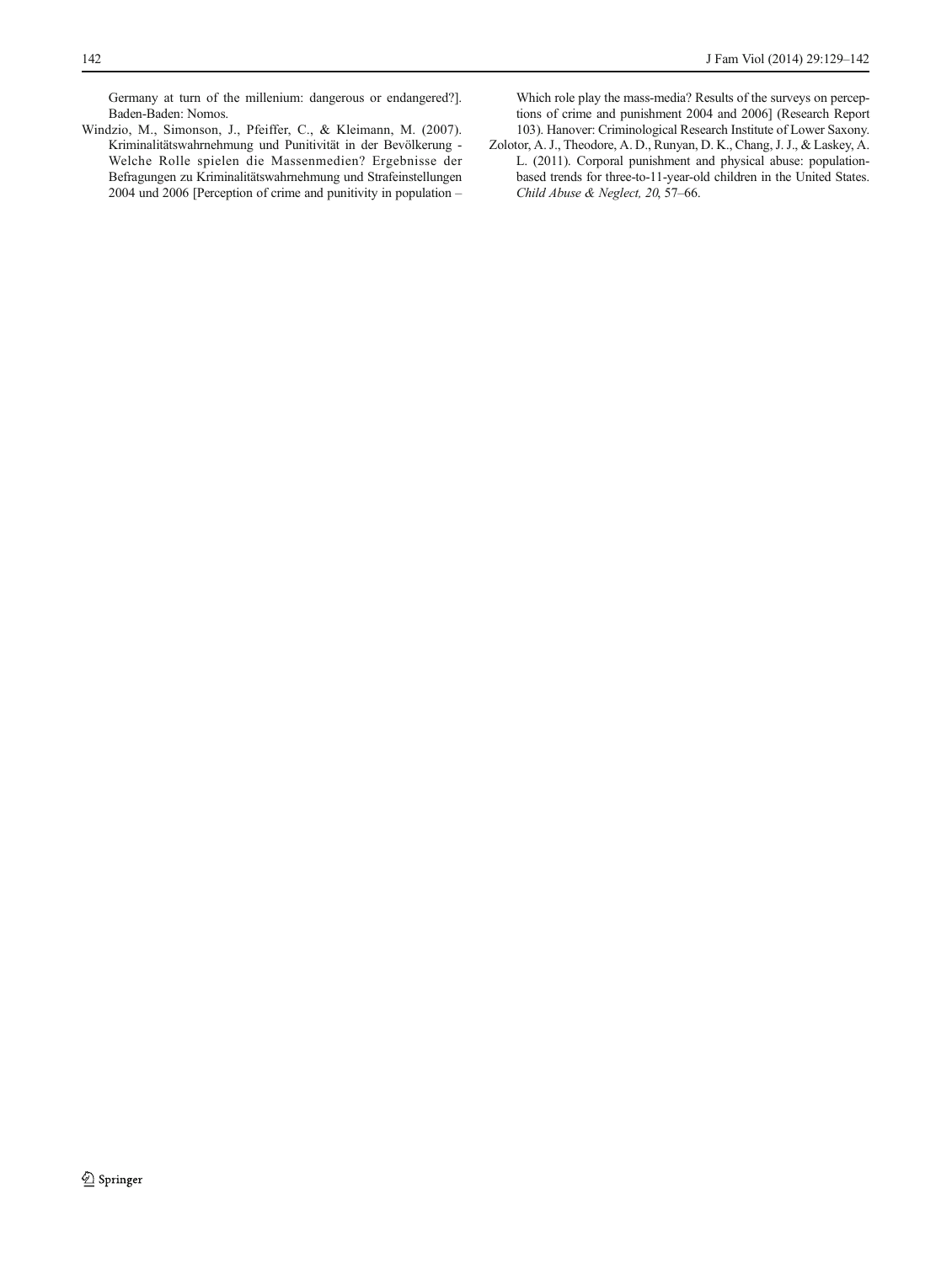Germany at turn of the millenium: dangerous or endangered?]. Baden-Baden: Nomos.

Windzio, M., Simonson, J., Pfeiffer, C., & Kleimann, M. (2007). Kriminalitätswahrnehmung und Punitivität in der Bevölkerung - Welche Rolle spielen die Massenmedien? Ergebnisse der Befragungen zu Kriminalitätswahrnehmung und Strafeinstellungen 2004 und 2006 [Perception of crime and punitivity in population – Which role play the mass-media? Results of the surveys on perceptions of crime and punishment 2004 and 2006] (Research Report 103). Hanover: Criminological Research Institute of Lower Saxony.

Zolotor, A. J., Theodore, A. D., Runyan, D. K., Chang, J. J., & Laskey, A. L. (2011). Corporal punishment and physical abuse: population-based trends for three-to-11-year-old children in the United States. *Child Abuse & Neglect, 20*, 57–66.